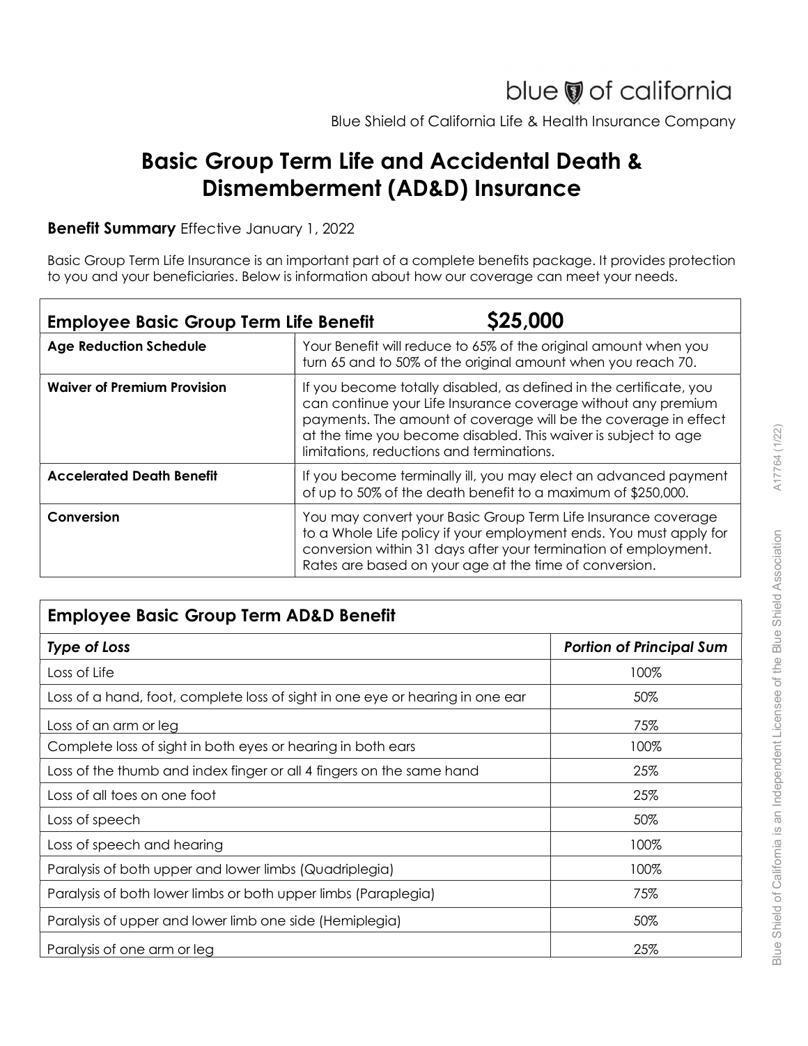blue of california

Blue Shield of California Life & Health Insurance Company

# Basic Group Term Life and Accidental Death & Dismemberment (AD&D) Insurance

**Benefit Summary** Effective January 1, 2022

Basic Group Term Life Insurance is an important part of a complete benefits package. It provides protection to you and your beneficiaries. Below is information about how our coverage can meet your needs.

| **Employee Basic Group Term Life Benefit** | **$25,000** |
|---|---|
| **Age Reduction Schedule** | Your Benefit will reduce to 65% of the original amount when you turn 65 and to 50% of the original amount when you reach 70. |
| **Waiver of Premium Provision** | If you become totally disabled, as defined in the certificate, you can continue your Life Insurance coverage without any premium payments. The amount of coverage will be the coverage in effect at the time you become disabled. This waiver is subject to age limitations, reductions and terminations. |
| **Accelerated Death Benefit** | If you become terminally ill, you may elect an advanced payment of up to 50% of the death benefit to a maximum of $250,000. |
| **Conversion** | You may convert your Basic Group Term Life Insurance coverage to a Whole Life policy if your employment ends. You must apply for conversion within 31 days after your termination of employment. Rates are based on your age at the time of conversion. |

**Employee Basic Group Term AD&D Benefit**

| *Type of Loss* | *Portion of Principal Sum* |
|---|---|
| Loss of Life | 100% |
| Loss of a hand, foot, complete loss of sight in one eye or hearing in one ear | 50% |
| Loss of an arm or leg | 75% |
| Complete loss of sight in both eyes or hearing in both ears | 100% |
| Loss of the thumb and index finger or all 4 fingers on the same hand | 25% |
| Loss of all toes on one foot | 25% |
| Loss of speech | 50% |
| Loss of speech and hearing | 100% |
| Paralysis of both upper and lower limbs (Quadriplegia) | 100% |
| Paralysis of both lower limbs or both upper limbs (Paraplegia) | 75% |
| Paralysis of upper and lower limb one side (Hemiplegia) | 50% |
| Paralysis of one arm or leg | 25% |

Blue Shield of California is an Independent Licensee of the Blue Shield Association A17764 (1/22)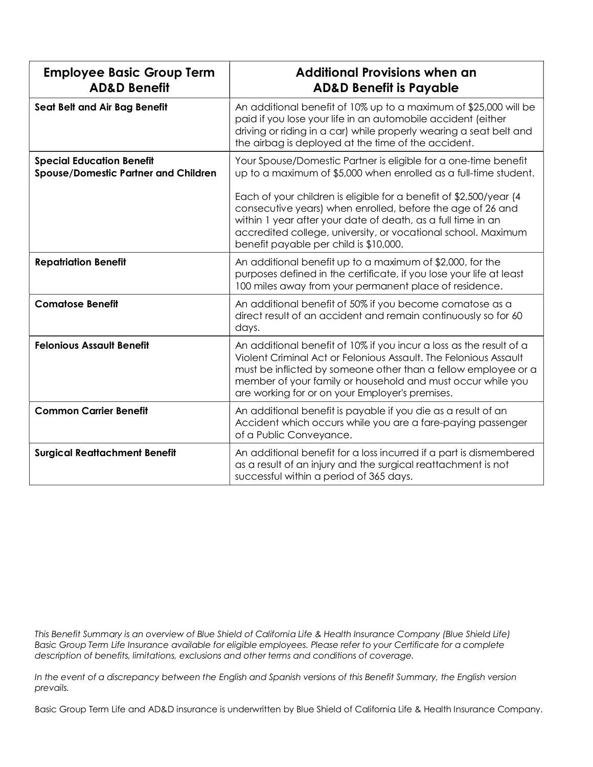| Employee Basic Group Term AD&D Benefit | Additional Provisions when an AD&D Benefit is Payable |
| --- | --- |
| **Seat Belt and Air Bag Benefit** | An additional benefit of 10% up to a maximum of $25,000 will be paid if you lose your life in an automobile accident (either driving or riding in a car) while properly wearing a seat belt and the airbag is deployed at the time of the accident. |
| **Special Education Benefit Spouse/Domestic Partner and Children** | Your Spouse/Domestic Partner is eligible for a one-time benefit up to a maximum of $5,000 when enrolled as a full-time student.<br><br>Each of your children is eligible for a benefit of $2,500/year (4 consecutive years) when enrolled, before the age of 26 and within 1 year after your date of death, as a full time in an accredited college, university, or vocational school. Maximum benefit payable per child is $10,000. |
| **Repatriation Benefit** | An additional benefit up to a maximum of $2,000, for the purposes defined in the certificate, if you lose your life at least 100 miles away from your permanent place of residence. |
| **Comatose Benefit** | An additional benefit of 50% if you become comatose as a direct result of an accident and remain continuously so for 60 days. |
| **Felonious Assault Benefit** | An additional benefit of 10% if you incur a loss as the result of a Violent Criminal Act or Felonious Assault. The Felonious Assault must be inflicted by someone other than a fellow employee or a member of your family or household and must occur while you are working for or on your Employer's premises. |
| **Common Carrier Benefit** | An additional benefit is payable if you die as a result of an Accident which occurs while you are a fare-paying passenger of a Public Conveyance. |
| **Surgical Reattachment Benefit** | An additional benefit for a loss incurred if a part is dismembered as a result of an injury and the surgical reattachment is not successful within a period of 365 days. |

*This Benefit Summary is an overview of Blue Shield of California Life & Health Insurance Company (Blue Shield Life) Basic Group Term Life Insurance available for eligible employees. Please refer to your Certificate for a complete description of benefits, limitations, exclusions and other terms and conditions of coverage.*

*In the event of a discrepancy between the English and Spanish versions of this Benefit Summary, the English version prevails.*

Basic Group Term Life and AD&D insurance is underwritten by Blue Shield of California Life & Health Insurance Company.